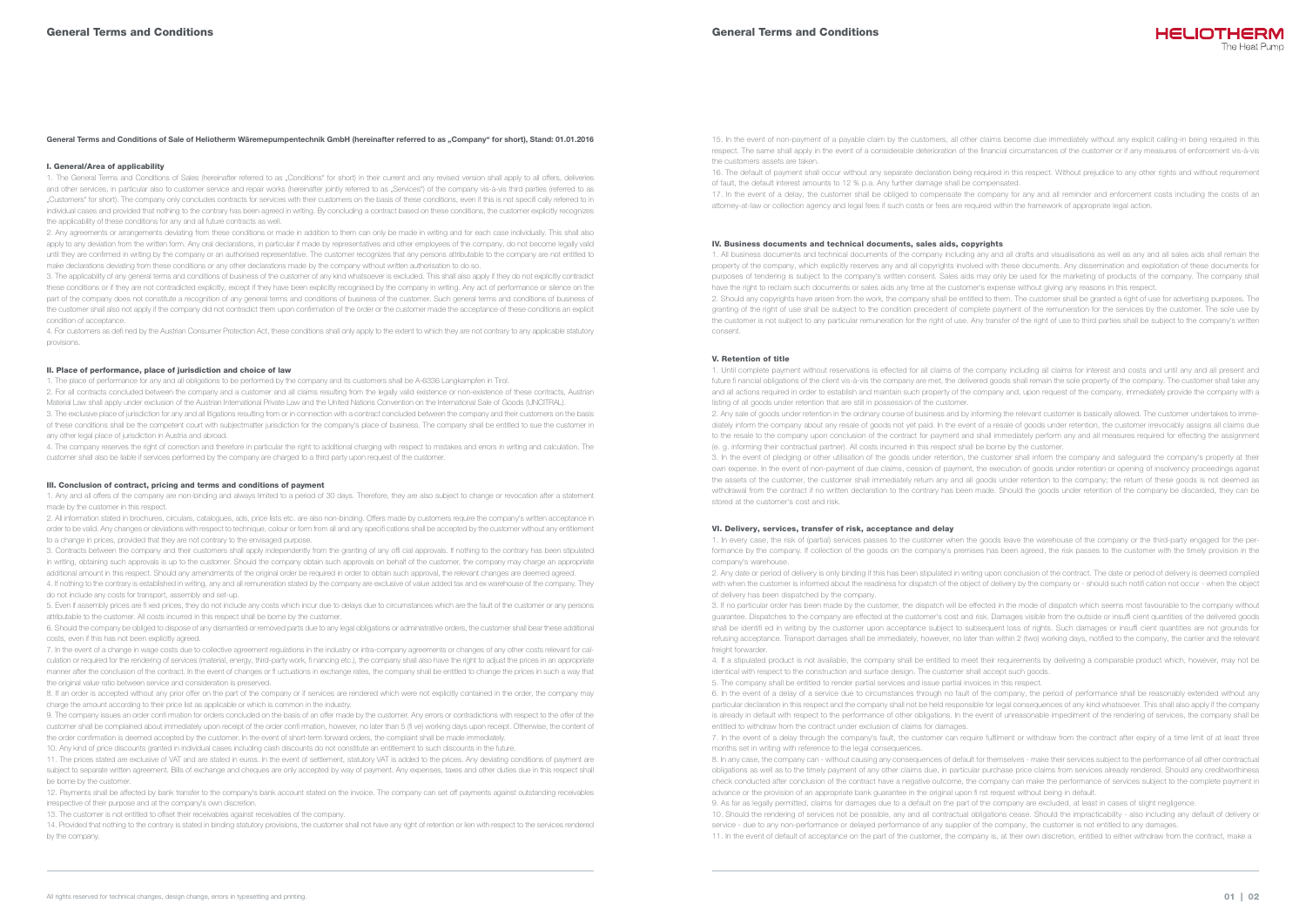# General Terms and Conditions

**General Terms and Conditions of Sale of Heliotherm Wäremepumpentechnik GmbH (hereinafter referred to as „Company" for short), Stand: 01.01.2016**

## I. General/Area of applicability

1. The General Terms and Conditions of Sales (hereinafter referred to as „Conditions" for short) in their current and any revised version shall apply to all offers, deliveries and other services, in particular also to customer service and repair works (hereinafter jointly referred to as „Services") of the company vis-à-vis third parties (referred to as „Customers" for short). The company only concludes contracts for services with their customers on the basis of these conditions, even if this is not specifi cally referred to in individual cases and provided that nothing to the contrary has been agreed in writing. By concluding a contract based on these conditions, the customer explicitly recognizes the applicability of these conditions for any and all future contracts as well.

2. Any agreements or arrangements deviating from these conditions or made in addition to them can only be made in writing and for each case individually. This shall also apply to any deviation from the written form. Any oral declarations, in particular if made by representatives and other employees of the company, do not become legally valid until they are confirmed in writing by the company or an authorised representative. The customer recognizes that any persons attributable to the company are not entitled to make declarations deviating from these conditions or any other declarations made by the company without written authorisation to do so.

3. The applicability of any general terms and conditions of business of the customer of any kind whatsoever is excluded. This shall also apply if they do not explicitly contradict these conditions or if they are not contradicted explicitly, except if they have been explicitly recognised by the company in writing. Any act of performance or silence on the part of the company does not constitute a recognition of any general terms and conditions of business of the customer. Such general terms and conditions of business of the customer shall also not apply if the company did not contradict them upon confirmation of the order or the customer made the acceptance of these conditions an explicit condition of acceptance.

4. For customers as defi ned by the Austrian Consumer Protection Act, these conditions shall only apply to the extent to which they are not contrary to any applicable statutory provisions.

## II. Place of performance, place of jurisdiction and choice of law

1. The place of performance for any and all obligations to be performed by the company and its customers shall be A-6336 Langkampfen in Tirol.

2. For all contracts concluded between the company and a customer and all claims resulting from the legally valid existence or non-existence of these contracts, Austrian Material Law shall apply under exclusion of the Austrian International Private Law and the United Nations Convention on the International Sale of Goods (UNCITRAL).

3. The exclusive place of jurisdiction for any and all litigations resulting from or in connection with a contract concluded between the company and their customers on the basis of these conditions shall be the competent court with subject-matter jurisdiction for the company's place of business. The company shall be entitled to sue the customer in any other legal place of jurisdiction in Austria and abroad.

4. The company reserves the right of correction and therefore in particular the right to additional charging with respect to mistakes and errors in writing and calculation. The customer shall also be liable if services performed by the company are charged to a third party upon request of the customer.

## III. Conclusion of contract, pricing and terms and conditions of payment

1. Any and all offers of the company are non-binding and always limited to a period of 30 days. Therefore, they are also subject to change or revocation after a statement made by the customer in this respect.

2. All information stated in brochures, circulars, catalogues, ads, price lists etc. are also non-binding. Offers made by customers require the company's written acceptance in order to be valid. Any changes or deviations with respect to technique, colour or form from all and any specifi cations shall be accepted by the customer without any entitlement to a change in prices, provided that they are not contrary to the envisaged purpose.

3. Contracts between the company and their customers shall apply independently from the granting of any offi cial approvals. If nothing to the contrary has been stipulated in writing, obtaining such approvals is up to the customer. Should the company obtain such approvals on behalf of the customer, the company may charge an appropriate additional amount in this respect. Should any amendments of the original order be required in order to obtain such approval, the relevant changes are deemed agreed.

4. If nothing to the contrary is established in writing, any and all remuneration stated by the company are exclusive of value added tax and ex warehouse of the company. They do not include any costs for transport, assembly and set-up.

5. Even if assembly prices are fi xed prices, they do not include any costs which incur due to delays due to circumstances which are the fault of the customer or any persons attributable to the customer. All costs incurred in this respect shall be borne by the customer.

6. Should the company be obliged to dispose of any dismantled or removed parts due to any legal obligations or administrative orders, the customer shall bear these additional costs, even if this has not been explicitly agreed.

7. In the event of a change in wage costs due to collective agreement regulations in the industry or intra-company agreements or changes of any other costs relevant for calculation or required for the rendering of services (material, energy, third-party work, fi nancing etc.), the company shall also have the right to adjust the prices in an appropriate manner after the conclusion of the contract. In the event of changes or fl uctuations in exchange rates, the company shall be entitled to change the prices in such a way that the original value ratio between service and consideration is preserved.

8. If an order is accepted without any prior offer on the part of the company or if services are rendered which were not explicitly contained in the order, the company may charge the amount according to their price list as applicable or which is common in the industry.

9. The company issues an order confi rmation for orders concluded on the basis of an offer made by the customer. Any errors or contradictions with respect to the offer of the customer shall be complained about immediately upon receipt of the order confi rmation, however, no later than 5 (fi ve) working days upon receipt. Otherwise, the content of the order confirmation is deemed accepted by the customer. In the event of short-term forward orders, the complaint shall be made immediately.

10. Any kind of price discounts granted in individual cases including cash discounts do not constitute an entitlement to such discounts in the future.

11. The prices stated are exclusive of VAT and are stated in euros. In the event of settlement, statutory VAT is added to the prices. Any deviating conditions of payment are subject to separate written agreement. Bills of exchange and cheques are only accepted by way of payment. Any expenses, taxes and other duties due in this respect shall be borne by the customer.

12. Payments shall be affected by bank transfer to the company's bank account stated on the invoice. The company can set off payments against outstanding receivables irrespective of their purpose and at the company's own discretion.

13. The customer is not entitled to offset their receivables against receivables of the company.

14. Provided that nothing to the contrary is stated in binding statutory provisions, the customer shall not have any right of retention or lien with respect to the services rendered by the company.

15. In the event of non-payment of a payable claim by the customers, all other claims become due immediately without any explicit calling-in being required in this respect. The same shall apply in the event of a considerable deterioration of the financial circumstances of the customer or if any measures of enforcement vis-à-vis the customers assets are taken.

16. The default of payment shall occur without any separate declaration being required in this respect. Without prejudice to any other rights and without requirement of fault, the default interest amounts to 12 % p.a. Any further damage shall be compensated.

17. In the event of a delay, the customer shall be obliged to compensate the company for any and all reminder and enforcement costs including the costs of an attorney-at-law or collection agency and legal fees if such costs or fees are required within the framework of appropriate legal action.

## IV. Business documents and technical documents, sales aids, copyrights

1. All business documents and technical documents of the company including any and all drafts and visualisations as well as any and all sales aids shall remain the property of the company, which explicitly reserves any and all copyrights involved with these documents. Any dissemination and exploitation of these documents for purposes of tendering is subject to the company's written consent. Sales aids may only be used for the marketing of products of the company. The company shall have the right to reclaim such documents or sales aids any time at the customer's expense without giving any reasons in this respect.

2. Should any copyrights have arisen from the work, the company shall be entitled to them. The customer shall be granted a right of use for advertising purposes. The granting of the right of use shall be subject to the condition precedent of complete payment of the remuneration for the services by the customer. The sole use by the customer is not subject to any particular remuneration for the right of use. Any transfer of the right of use to third parties shall be subject to the company's written consent.

## V. Retention of title

1. Until complete payment without reservations is effected for all claims of the company including all claims for interest and costs and until any and all present and future fi nancial obligations of the client vis-à-vis the company are met, the delivered goods shall remain the sole property of the company. The customer shall take any and all actions required in order to establish and maintain such property of the company and, upon request of the company, immediately provide the company with a listing of all goods under retention that are still in possession of the customer.

2. Any sale of goods under retention in the ordinary course of business and by informing the relevant customer is basically allowed. The customer undertakes to immediately inform the company about any resale of goods not yet paid. In the event of a resale of goods under retention, the customer irrevocably assigns all claims due to the resale to the company upon conclusion of the contract for payment and shall immediately perform any and all measures required for effecting the assignment (e. g. informing their contractual partner). All costs incurred in this respect shall be borne by the customer.

3. In the event of pledging or other utilisation of the goods under retention, the customer shall inform the company and safeguard the company's property at their own expense. In the event of non-payment of due claims, cession of payment, the execution of goods under retention or opening of insolvency proceedings against the assets of the customer, the customer shall immediately return any and all goods under retention to the company; the return of these goods is not deemed as withdrawal from the contract if no written declaration to the contrary has been made. Should the goods under retention of the company be discarded, they can be stored at the customer's cost and risk.

## VI. Delivery, services, transfer of risk, acceptance and delay

1. In every case, the risk of (partial) services passes to the customer when the goods leave the warehouse of the company or the third-party engaged for the performance by the company. If collection of the goods on the company's premises has been agreed, the risk passes to the customer with the timely provision in the company's warehouse.

2. Any date or period of delivery is only binding if this has been stipulated in writing upon conclusion of the contract. The date or period of delivery is deemed complied with when the customer is informed about the readiness for dispatch of the object of delivery by the company or - should such notification not occur - when the object of delivery has been dispatched by the company.

3. If no particular order has been made by the customer, the dispatch will be effected in the mode of dispatch which seems most favourable to the company without guarantee. Dispatches to the company are effected at the customer's cost and risk. Damages visible from the outside or insuffi cient quantities of the delivered goods shall be identifi ed in writing by the customer upon acceptance subject to subsequent loss of rights. Such damages or insuffi cient quantities are not grounds for refusing acceptance. Transport damages shall be immediately, however, no later than within 2 (two) working days, notified to the company, the carrier and the relevant freight forwarder.

4. If a stipulated product is not available, the company shall be entitled to meet their requirements by delivering a comparable product which, however, may not be identical with respect to the construction and surface design. The customer shall accept such goods.

5. The company shall be entitled to render partial services and issue partial invoices in this respect.

6. In the event of a delay of a service due to circumstances through no fault of the company, the period of performance shall be reasonably extended without any particular declaration in this respect and the company shall not be held responsible for legal consequences of any kind whatsoever. This shall also apply if the company is already in default with respect to the performance of other obligations. In the event of unreasonable impediment of the rendering of services, the company shall be entitled to withdraw from the contract under exclusion of claims for damages.

7. In the event of a delay through the company's fault, the customer can require fulfilment or withdraw from the contract after expiry of a time limit of at least three months set in writing with reference to the legal consequences.

8. In any case, the company can - without causing any consequences of default for themselves - make their services subject to the performance of all other contractual obligations as well as to the timely payment of any other claims due, in particular purchase price claims from services already rendered. Should any creditworthiness check conducted after conclusion of the contract have a negative outcome, the company can make the performance of services subject to the complete payment in advance or the provision of an appropriate bank guarantee in the original upon fi rst request without being in default.

9. As far as legally permitted, claims for damages due to a default on the part of the company are excluded, at least in cases of slight negligence.

10. Should the rendering of services not be possible, any and all contractual obligations cease. Should the impracticability - also including any default of delivery or service - due to any non-performance or delayed performance of any supplier of the company, the customer is not entitled to any damages.

11. In the event of default of acceptance on the part of the customer, the company is, at their own discretion, entitled to either withdraw from the contract, make a

All rights reserved for technical changes, design change, errors in typesetting and printing.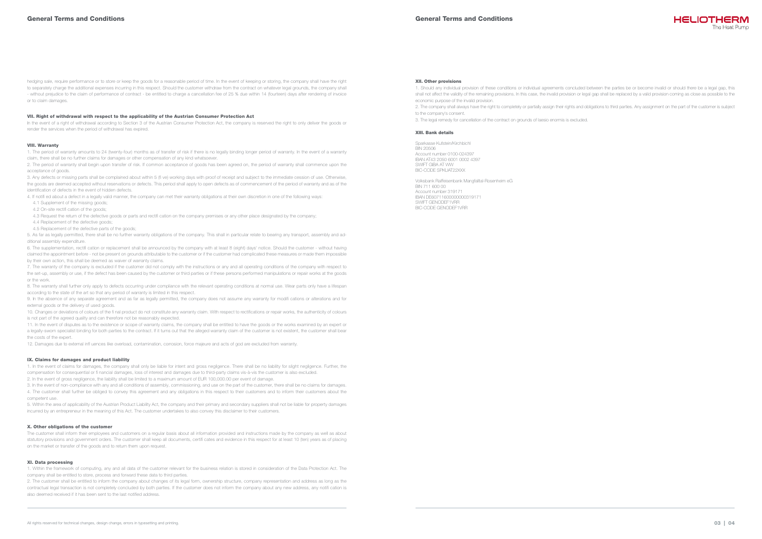hedging sale, require performance or to store or keep the goods for a reasonable period of time. In the event of keeping or storing, the company shall have the right to separately charge the additional expenses incurring in this respect. Should the customer withdraw from the contract on whatever legal grounds, the company shall - without prejudice to the claim of performance of contract - be entitled to charge a cancellation fee of 25 % due within 14 (fourteen) days after rendering of invoice or to claim damages.

### VII. Right of withdrawal with respect to the applicability of the Austrian Consumer Protection Act

In the event of a right of withdrawal according to Section 3 of the Austrian Consumer Protection Act, the company is reserved the right to only deliver the goods or render the services when the period of withdrawal has expired.

### VIII. Warranty

1. The period of warranty amounts to 24 (twenty-four) months as of transfer of risk if there is no legally binding longer period of warranty. In the event of a warranty claim, there shall be no further claims for damages or other compensation of any kind whatsoever.
2. The period of warranty shall begin upon transfer of risk. If common acceptance of goods has been agreed on, the period of warranty shall commence upon the acceptance of goods.
3. Any defects or missing parts shall be complained about within 5 (fi ve) working days with proof of receipt and subject to the immediate cession of use. Otherwise, the goods are deemed accepted without reservations or defects. This period shall apply to open defects as of commencement of the period of warranty and as of the identification of defects in the event of hidden defects.
4. If notifi ed about a defect in a legally valid manner, the company can met their warranty obligations at their own discretion in one of the following ways:
   4.1 Supplement of the missing goods;
   4.2 On-site rectifi cation of the goods;
   4.3 Request the return of the defective goods or parts and rectifi cation on the company premises or any other place designated by the company;
   4.4 Replacement of the defective goods;
   4.5 Replacement of the defective parts of the goods;
5. As far as legally permitted, there shall be no further warranty obligations of the company. This shall in particular relate to bearing any transport, assembly and additional assembly expenditure.
6. The supplementation, rectifi cation or replacement shall be announced by the company with at least 8 (eight) days' notice. Should the customer - without having claimed the appointment before - not be present on grounds attributable to the customer or if the customer had complicated these measures or made them impossible by their own action, this shall be deemed as waiver of warranty claims.
7. The warranty of the company is excluded if the customer did not comply with the instructions or any and all operating conditions of the company with respect to the set-up, assembly or use, if the defect has been caused by the customer or third parties or if these persons performed manipulations or repair works at the goods or the work.
8. The warranty shall further only apply to defects occurring under compliance with the relevant operating conditions at normal use. Wear parts only have a lifespan according to the state of the art so that any period of warranty is limited in this respect.
9. In the absence of any separate agreement and as far as legally permitted, the company does not assume any warranty for modifi cations or alterations and for external goods or the delivery of used goods.
10. Changes or deviations of colours of the fi nal product do not constitute any warranty claim. With respect to rectifications or repair works, the authenticity of colours is not part of the agreed quality and can therefore not be reasonably expected.
11. In the event of disputes as to the existence or scope of warranty claims, the company shall be entitled to have the goods or the works examined by an expert or a legally-sworn specialist binding for both parties to the contract. If it turns out that the alleged warranty claim of the customer is not existent, the customer shall bear the costs of the expert.
12. Damages due to external infl uences like overload, contamination, corrosion, force majeure and acts of god are excluded from warranty.

### IX. Claims for damages and product liability

1. In the event of claims for damages, the company shall only be liable for intent and gross negligence. There shall be no liability for slight negligence. Further, the compensation for consequential or fi nancial damages, loss of interest and damages due to third-party claims vis-à-vis the customer is also excluded.
2. In the event of gross negligence, the liability shall be limited to a maximum amount of EUR 100,000.00 per event of damage.
3. In the event of non-compliance with any and all conditions of assembly, commissioning, and use on the part of the customer, there shall be no claims for damages.
4. The customer shall further be obliged to convey this agreement and any obligations in this respect to their customers and to inform their customers about the competent use.
5. Within the area of applicability of the Austrian Product Liability Act, the company and their primary and secondary suppliers shall not be liable for property damages incurred by an entrepreneur in the meaning of this Act. The customer undertakes to also convey this disclaimer to their customers.

### X. Other obligations of the customer

The customer shall inform their employees and customers on a regular basis about all information provided and instructions made by the company as well as about statutory provisions and government orders. The customer shall keep all documents, certifi cates and evidence in this respect for at least 10 (ten) years as of placing on the market or transfer of the goods and to return them upon request.

### XI. Data processing

1. Within the framework of computing, any and all data of the customer relevant for the business relation is stored in consideration of the Data Protection Act. The company shall be entitled to store, process and forward these data to third parties.
2. The customer shall be entitled to inform the company about changes of its legal form, ownership structure, company representation and address as long as the contractual legal transaction is not completely concluded by both parties. If the customer does not inform the company about any new address, any notifi cation is also deemed received if it has been sent to the last notified address.

### XII. Other provisions

1. Should any individual provision of these conditions or individual agreements concluded between the parties be or become invalid or should there be a legal gap, this shall not affect the validity of the remaining provisions. In this case, the invalid provision or legal gap shall be replaced by a valid provision coming as close as possible to the economic purpose of the invalid provision.
2. The company shall always have the right to completely or partially assign their rights and obligations to third parties. Any assignment on the part of the customer is subject to the company's consent.
3. The legal remedy for cancellation of the contract on grounds of laesio enormis is excluded.

### XIII. Bank details

Sparkasse Kufstein/Kirchbichl
BIN 20506
Account number 0100-024397
IBAN AT43 2050 6001 0002 4397
SWIFT GIBA AT WW
BIC-CODE SPKUAT22XXX

Volksbank Raiffeisenbank Mangfalltal-Rosenheim eG
BIN 711 600 00
Account number 319171
IBAN DE07711600000000319171
SWIFT GENODEF1VRR
BIC-CODE GENODEF1VRR

All rights reserved for technical changes, design change, errors in typesetting and printing.